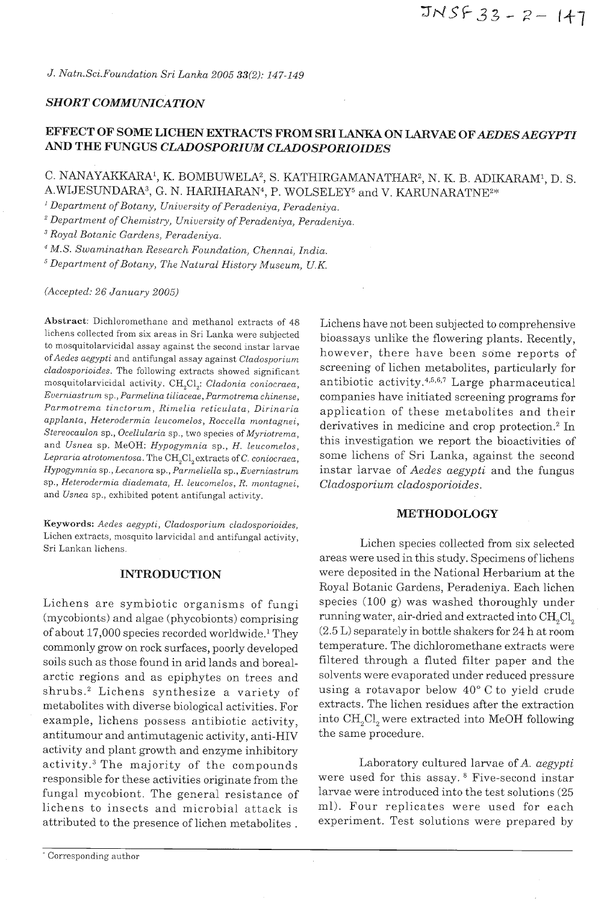**SHORT COMMUNICATION**

# EFFECT OF SOME LICHEN EXTRACTS FROM SRI LANKA ON LARVAE OF *AEDES AEGYPTI* AND THE FUNGUS *CLADOSPORIUM CLADOSPORIOIDES*

C. NANAYAKKARA[1], K. BOMBUWELA[2], S. KATHIRGAMANATHAR[2], N. K. B. ADIKARAM[1], D. S. A.WIJESUNDARA[3], G. N. HARIHARAN[4], P. WOLSELEY[5] and V. KARUNARATNE[2*]

[1] *Department of Botany, University of Peradeniya, Peradeniya.*
[2] *Department of Chemistry, University of Peradeniya, Peradeniya.*
[3] *Royal Botanic Gardens, Peradeniya.*
[4] *M.S. Swaminathan Research Foundation, Chennai, India.*
[5] *Department of Botany, The Natural History Museum, U.K.*

*(Accepted: 26 January 2005)*

**Abstract**: Dichloromethane and methanol extracts of 48 lichens collected from six areas in Sri Lanka were subjected to mosquitolarvicidal assay against the second instar larvae of *Aedes aegypti* and antifungal assay against *Cladosporium cladosporioides*. The following extracts showed significant mosquitolarvicidal activity. $CH_2Cl_2$: *Cladonia coniocraea*, *Everniastrum* sp., *Parmelina tiliaceae*, *Parmotrema chinense*, *Parmotrema tinctorum*, *Rimelia reticulata*, *Dirinaria applanta*, *Heterodermia leucomelos*, *Roccella montagnei*, *Stereocaulon* sp., *Ocellularia* sp., two species of *Myriotrema*, and *Usnea* sp. MeOH: *Hypogymnia* sp., *H. leucomelos*, *Lepraria atrotomentosa*. The $CH_2Cl_2$ extracts of *C. coniocraea*, *Hypogymnia* sp., *Lecanora* sp., *Parmeliella* sp., *Everniastrum* sp., *Heterodermia diademata*, *H. leucomelos*, *R. montagnei*, and *Usnea* sp., exhibited potent antifungal activity.

**Keywords:** *Aedes aegypti*, *Cladosporium cladosporioides*, Lichen extracts, mosquito larvicidal and antifungal activity, Sri Lankan lichens.

## INTRODUCTION

Lichens are symbiotic organisms of fungi (mycobionts) and algae (phycobionts) comprising of about 17,000 species recorded worldwide.[1] They commonly grow on rock surfaces, poorly developed soils such as those found in arid lands and boreal-arctic regions and as epiphytes on trees and shrubs.[2] Lichens synthesize a variety of metabolites with diverse biological activities. For example, lichens possess antibiotic activity, antitumour and antimutagenic activity, anti-HIV activity and plant growth and enzyme inhibitory activity.[3] The majority of the compounds responsible for these activities originate from the fungal mycobiont. The general resistance of lichens to insects and microbial attack is attributed to the presence of lichen metabolites .

Lichens have not been subjected to comprehensive bioassays unlike the flowering plants. Recently, however, there have been some reports of screening of lichen metabolites, particularly for antibiotic activity.[4,5,6,7] Large pharmaceutical companies have initiated screening programs for application of these metabolites and their derivatives in medicine and crop protection.[2] In this investigation we report the bioactivities of some lichens of Sri Lanka, against the second instar larvae of *Aedes aegypti* and the fungus *Cladosporium cladosporioides*.

## METHODOLOGY

Lichen species collected from six selected areas were used in this study. Specimens of lichens were deposited in the National Herbarium at the Royal Botanic Gardens, Peradeniya. Each lichen species (100 g) was washed thoroughly under running water, air-dried and extracted into $CH_2Cl_2$ (2.5 L) separately in bottle shakers for 24 h at room temperature. The dichloromethane extracts were filtered through a fluted filter paper and the solvents were evaporated under reduced pressure using a rotavapor below 40° C to yield crude extracts. The lichen residues after the extraction into $CH_2Cl_2$ were extracted into MeOH following the same procedure.

Laboratory cultured larvae of *A. aegypti* were used for this assay. [8] Five-second instar larvae were introduced into the test solutions (25 ml). Four replicates were used for each experiment. Test solutions were prepared by

* Corresponding author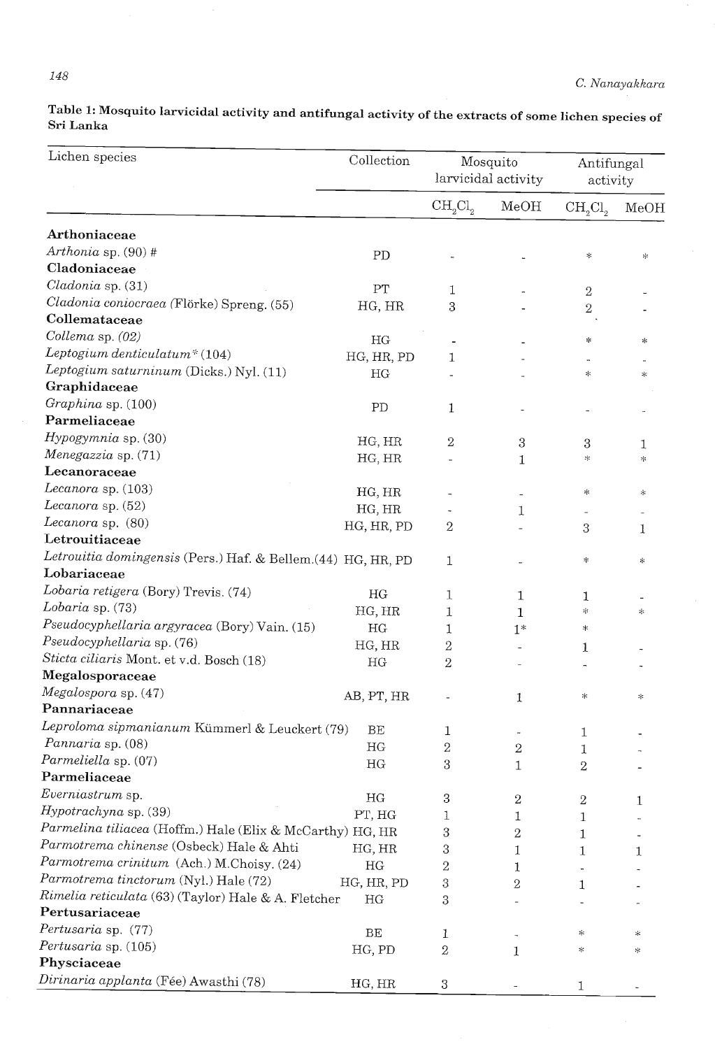**Table 1: Mosquito larvicidal activity and antifungal activity of the extracts of some lichen species of Sri Lanka**

| Lichen species | Collection | Mosquito larvicidal activity | | Antifungal activity | |
|---|---|---|---|---|---|
| | | $CH_2Cl_2$ | MeOH | $CH_2Cl_2$ | MeOH |
| **Arthoniaceae** | | | | | |
| *Arthonia* sp. (90) # | PD | - | - | * | * |
| **Cladoniaceae** | | | | | |
| *Cladonia* sp. (31) | PT | 1 | - | 2 | - |
| *Cladonia coniocraea* (Flörke) Spreng. (55) | HG, HR | 3 | - | 2 | - |
| **Collemataceae** | | | | | |
| *Collema* sp. (02) | HG | - | - | * | * |
| *Leptogium denticulatum** (104) | HG, HR, PD | 1 | - | - | - |
| *Leptogium saturninum* (Dicks.) Nyl. (11) | HG | - | - | * | * |
| **Graphidaceae** | | | | | |
| *Graphina* sp. (100) | PD | 1 | - | - | - |
| **Parmeliaceae** | | | | | |
| *Hypogymnia* sp. (30) | HG, HR | 2 | 3 | 3 | 1 |
| *Menegazzia* sp. (71) | HG, HR | - | 1 | * | * |
| **Lecanoraceae** | | | | | |
| *Lecanora* sp. (103) | HG, HR | - | - | * | * |
| *Lecanora* sp. (52) | HG, HR | - | 1 | - | - |
| *Lecanora* sp. (80) | HG, HR, PD | 2 | - | 3 | 1 |
| **Letrouitiaceae** | | | | | |
| *Letrouitia domingensis* (Pers.) Haf. & Bellem.(44) | HG, HR, PD | 1 | - | * | * |
| **Lobariaceae** | | | | | |
| *Lobaria retigera* (Bory) Trevis. (74) | HG | 1 | 1 | 1 | - |
| *Lobaria* sp. (73) | HG, HR | 1 | 1 | * | * |
| *Pseudocyphellaria argyracea* (Bory) Vain. (15) | HG | 1 | 1* | * | |
| *Pseudocyphellaria* sp. (76) | HG, HR | 2 | - | 1 | - |
| *Sticta ciliaris* Mont. et v.d. Bosch (18) | HG | 2 | - | - | - |
| **Megalosporaceae** | | | | | |
| *Megalospora* sp. (47) | AB, PT, HR | - | 1 | * | * |
| **Pannariaceae** | | | | | |
| *Leproloma sipmanianum* Kümmerl & Leuckert (79) | BE | 1 | - | 1 | - |
| *Pannaria* sp. (08) | HG | 2 | 2 | 1 | - |
| *Parmeliella* sp. (07) | HG | 3 | 1 | 2 | - |
| **Parmeliaceae** | | | | | |
| *Everniastrum* sp. | HG | 3 | 2 | 2 | 1 |
| *Hypotrachyna* sp. (39) | PT, HG | 1 | 1 | 1 | - |
| *Parmelina tiliacea* (Hoffm.) Hale (Elix & McCarthy) | HG, HR | 3 | 2 | 1 | - |
| *Parmotrema chinense* (Osbeck) Hale & Ahti | HG, HR | 3 | 1 | 1 | 1 |
| *Parmotrema crinitum* (Ach.) M.Choisy. (24) | HG | 2 | 1 | - | - |
| *Parmotrema tinctorum* (Nyl.) Hale (72) | HG, HR, PD | 3 | 2 | 1 | - |
| *Rimelia reticulata* (63) (Taylor) Hale & A. Fletcher | HG | 3 | - | - | - |
| **Pertusariaceae** | | | | | |
| *Pertusaria* sp. (77) | BE | 1 | - | * | * |
| *Pertusaria* sp. (105) | HG, PD | 2 | 1 | * | * |
| **Physciaceae** | | | | | |
| *Dirinaria applanta* (Fée) Awasthi (78) | HG, HR | 3 | - | 1 | - |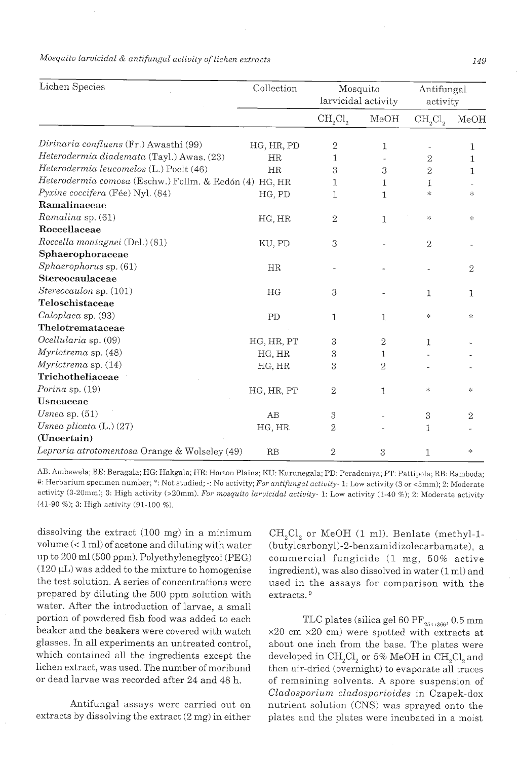| Lichen Species | Collection | Mosquito larvicidal activity | | Antifungal activity | |
|---|---|---|---|---|---|
| | | $CH_2Cl_2$ | MeOH | $CH_2Cl_2$ | MeOH |
| *Dirinaria confluens* (Fr.) Awasthi (99) | HG, HR, PD | 2 | 1 | - | 1 |
| *Heterodermia diademata* (Tayl.) Awas. (23) | HR | 1 | - | 2 | 1 |
| *Heterodermia leucomelos* (L.) Poelt (46) | HR | 3 | 3 | 2 | 1 |
| *Heterodermia comosa* (Eschw.) Follm. & Redón (4) | HG, HR | 1 | 1 | 1 | - |
| *Pyxine coccifera* (Fée) Nyl. (84) | HG, PD | 1 | 1 | * | * |
| **Ramalinaceae** | | | | | |
| *Ramalina* sp. (61) | HG, HR | 2 | 1 | * | * |
| **Roccellaceae** | | | | | |
| *Roccella montagnei* (Del.) (81) | KU, PD | 3 | - | 2 | - |
| **Sphaerophoraceae** | | | | | |
| *Sphaerophorus* sp. (61) | HR | - | - | - | 2 |
| **Stereocaulaceae** | | | | | |
| *Stereocaulon* sp. (101) | HG | 3 | - | 1 | 1 |
| **Teloschistaceae** | | | | | |
| *Caloplaca* sp. (93) | PD | 1 | 1 | * | * |
| **Thelotremataceae** | | | | | |
| *Ocellularia* sp. (09) | HG, HR, PT | 3 | 2 | 1 | - |
| *Myriotrema* sp. (48) | HG, HR | 3 | 1 | - | - |
| *Myriotrema* sp. (14) | HG, HR | 3 | 2 | - | - |
| **Trichotheliaceae** | | | | | |
| *Porina* sp. (19) | HG, HR, PT | 2 | 1 | * | * |
| **Usneaceae** | | | | | |
| *Usnea* sp. (51) | AB | 3 | - | 3 | 2 |
| *Usnea plicata* (L.) (27) | HG, HR | 2 | - | 1 | - |
| **(Uncertain)** | | | | | |
| *Lepraria atrotomentosa* Orange & Wolseley (49) | RB | 2 | 3 | 1 | * |

AB: Ambewela; BE: Beragala; HG: Hakgala; HR: Horton Plains; KU: Kurunegala; PD: Peradeniya; PT: Pattipola; RB: Ramboda; #: Herbarium specimen number; *: Not studied; -: No activity; *For antifungal activity*- 1: Low activity (3 or <3mm); 2: Moderate activity (3-20mm); 3: High activity (>20mm). *For mosquito larvicidal activity*- 1: Low activity (1-40 %); 2: Moderate activity (41-90 %); 3: High activity (91-100 %).

dissolving the extract (100 mg) in a minimum volume (< 1 ml) of acetone and diluting with water up to 200 ml (500 ppm). Polyethyleneglycol (PEG) (120 μL) was added to the mixture to homogenise the test solution. A series of concentrations were prepared by diluting the 500 ppm solution with water. After the introduction of larvae, a small portion of powdered fish food was added to each beaker and the beakers were covered with watch glasses. In all experiments an untreated control, which contained all the ingredients except the lichen extract, was used. The number of moribund or dead larvae was recorded after 24 and 48 h.

Antifungal assays were carried out on extracts by dissolving the extract (2 mg) in either $CH_2Cl_2$ or MeOH (1 ml). Benlate (methyl-1-(butylcarbonyl)-2-benzamidizolecarbamate), a commercial fungicide (1 mg, 50% active ingredient), was also dissolved in water (1 ml) and used in the assays for comparison with the extracts.[9]

TLC plates (silica gel 60 $PF_{254+366}$, 0.5 mm ×20 cm ×20 cm) were spotted with extracts at about one inch from the base. The plates were developed in $CH_2Cl_2$ or 5% MeOH in $CH_2Cl_2$ and then air-dried (overnight) to evaporate all traces of remaining solvents. A spore suspension of *Cladosporium cladosporioides* in Czapek-dox nutrient solution (CNS) was sprayed onto the plates and the plates were incubated in a moist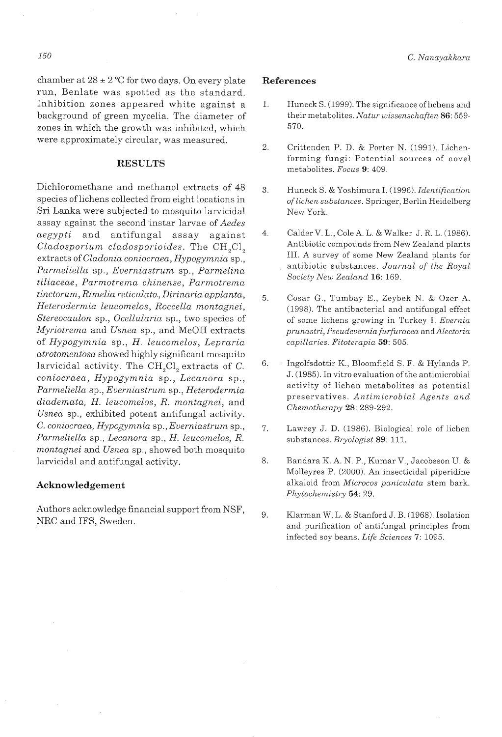chamber at 28 ± 2 °C for two days. On every plate run, Benlate was spotted as the standard. Inhibition zones appeared white against a background of green mycelia. The diameter of zones in which the growth was inhibited, which were approximately circular, was measured.

## RESULTS

Dichloromethane and methanol extracts of 48 species of lichens collected from eight locations in Sri Lanka were subjected to mosquito larvicidal assay against the second instar larvae of *Aedes aegypti* and antifungal assay against *Cladosporium cladosporioides*. The $CH_2Cl_2$ extracts of *Cladonia coniocraea*, *Hypogymnia* sp., *Parmeliella* sp., *Everniastrum* sp., *Parmelina tiliaceae*, *Parmotrema chinense*, *Parmotrema tinctorum*, *Rimelia reticulata*, *Dirinaria applanta*, *Heterodermia leucomelos*, *Roccella montagnei*, *Stereocaulon* sp., *Ocellularia* sp., two species of *Myriotrema* and *Usnea* sp., and MeOH extracts of *Hypogymnia* sp., *H. leucomelos*, *Lepraria atrotomentosa* showed highly significant mosquito larvicidal activity. The $CH_2Cl_2$ extracts of *C. coniocraea*, *Hypogymnia* sp., *Lecanora* sp., *Parmeliella* sp., *Everniastrum* sp., *Heterodermia diademata*, *H. leucomelos*, *R. montagnei*, and *Usnea* sp., exhibited potent antifungal activity. *C. coniocraea*, *Hypogymnia* sp., *Everniastrum* sp., *Parmeliella* sp., *Lecanora* sp., *H. leucomelos*, *R. montagnei* and *Usnea* sp., showed both mosquito larvicidal and antifungal activity.

### Acknowledgement

Authors acknowledge financial support from NSF, NRC and IFS, Sweden.

### References

1. Huneck S. (1999). The significance of lichens and their metabolites. *Natur wissenschaften* **86**: 559-570.
2. Crittenden P. D. & Porter N. (1991). Lichen-forming fungi: Potential sources of novel metabolites. *Focus* **9**: 409.
3. Huneck S. & Yoshimura I. (1996). *Identification of lichen substances*. Springer, Berlin Heidelberg New York.
4. Calder V. L., Cole A. L. & Walker J. R. L. (1986). Antibiotic compounds from New Zealand plants III. A survey of some New Zealand plants for antibiotic substances. *Journal of the Royal Society New Zealand* **16**: 169.
5. Cosar G., Tumbay E., Zeybek N. & Ozer A. (1998). The antibacterial and antifungal effect of some lichens growing in Turkey I. *Evernia prunastri*, *Pseudevernia furfuracea* and *Alectoria capillaries*. *Fitoterapia* **59**: 505.
6. Ingolfsdottir K., Bloomfield S. F. & Hylands P. J. (1985). In vitro evaluation of the antimicrobial activity of lichen metabolites as potential preservatives. *Antimicrobial Agents and Chemotherapy* **28**: 289-292.
7. Lawrey J. D. (1986). Biological role of lichen substances. *Bryologist* **89**: 111.
8. Bandara K. A. N. P., Kumar V., Jacobsson U. & Molleyres P. (2000). An insecticidal piperidine alkaloid from *Microcos paniculata* stem bark. *Phytochemistry* **54**: 29.
9. Klarman W. L. & Stanford J. B. (1968). Isolation and purification of antifungal principles from infected soy beans. *Life Sciences* **7**: 1095.